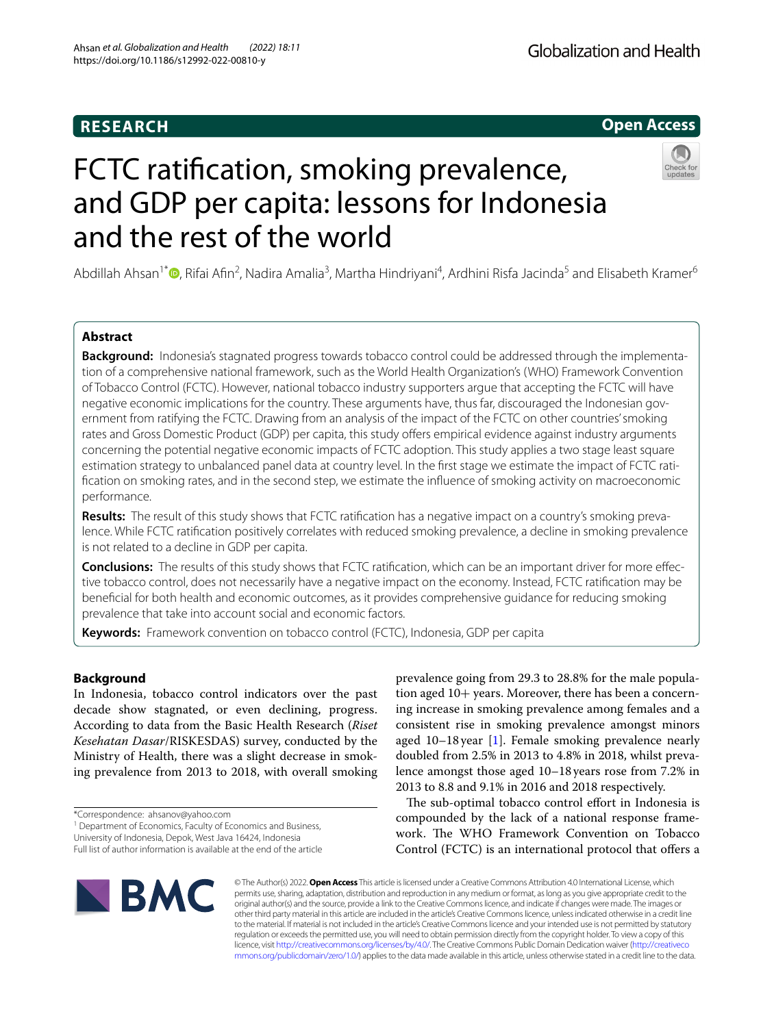RESEARCH

Open Access

# FCTC ratification, smoking prevalence, and GDP per capita: lessons for Indonesia and the rest of the world

Abdillah Ahsan[1*], Rifai Afin[2], Nadira Amalia[3], Martha Hindriyani[4], Ardhini Risfa Jacinda[5] and Elisabeth Kramer[6]

## Abstract

**Background:** Indonesia's stagnated progress towards tobacco control could be addressed through the implementation of a comprehensive national framework, such as the World Health Organization's (WHO) Framework Convention of Tobacco Control (FCTC). However, national tobacco industry supporters argue that accepting the FCTC will have negative economic implications for the country. These arguments have, thus far, discouraged the Indonesian government from ratifying the FCTC. Drawing from an analysis of the impact of the FCTC on other countries' smoking rates and Gross Domestic Product (GDP) per capita, this study offers empirical evidence against industry arguments concerning the potential negative economic impacts of FCTC adoption. This study applies a two stage least square estimation strategy to unbalanced panel data at country level. In the first stage we estimate the impact of FCTC ratification on smoking rates, and in the second step, we estimate the influence of smoking activity on macroeconomic performance.

**Results:** The result of this study shows that FCTC ratification has a negative impact on a country's smoking prevalence. While FCTC ratification positively correlates with reduced smoking prevalence, a decline in smoking prevalence is not related to a decline in GDP per capita.

**Conclusions:** The results of this study shows that FCTC ratification, which can be an important driver for more effective tobacco control, does not necessarily have a negative impact on the economy. Instead, FCTC ratification may be beneficial for both health and economic outcomes, as it provides comprehensive guidance for reducing smoking prevalence that take into account social and economic factors.

**Keywords:** Framework convention on tobacco control (FCTC), Indonesia, GDP per capita

## Background

In Indonesia, tobacco control indicators over the past decade show stagnated, or even declining, progress. According to data from the Basic Health Research (*Riset Kesehatan Dasar*/RISKESDAS) survey, conducted by the Ministry of Health, there was a slight decrease in smoking prevalence from 2013 to 2018, with overall smoking prevalence going from 29.3 to 28.8% for the male population aged 10+ years. Moreover, there has been a concerning increase in smoking prevalence among females and a consistent rise in smoking prevalence amongst minors aged 10–18 year [1]. Female smoking prevalence nearly doubled from 2.5% in 2013 to 4.8% in 2018, whilst prevalence amongst those aged 10–18 years rose from 7.2% in 2013 to 8.8 and 9.1% in 2016 and 2018 respectively.

The sub-optimal tobacco control effort in Indonesia is compounded by the lack of a national response framework. The WHO Framework Convention on Tobacco Control (FCTC) is an international protocol that offers a

*Correspondence: ahsanov@yahoo.com

[1] Department of Economics, Faculty of Economics and Business, University of Indonesia, Depok, West Java 16424, Indonesia

Full list of author information is available at the end of the article

© The Author(s) 2022. **Open Access** This article is licensed under a Creative Commons Attribution 4.0 International License, which permits use, sharing, adaptation, distribution and reproduction in any medium or format, as long as you give appropriate credit to the original author(s) and the source, provide a link to the Creative Commons licence, and indicate if changes were made. The images or other third party material in this article are included in the article's Creative Commons licence, unless indicated otherwise in a credit line to the material. If material is not included in the article's Creative Commons licence and your intended use is not permitted by statutory regulation or exceeds the permitted use, you will need to obtain permission directly from the copyright holder. To view a copy of this licence, visit http://creativecommons.org/licenses/by/4.0/. The Creative Commons Public Domain Dedication waiver (http://creativecommons.org/publicdomain/zero/1.0/) applies to the data made available in this article, unless otherwise stated in a credit line to the data.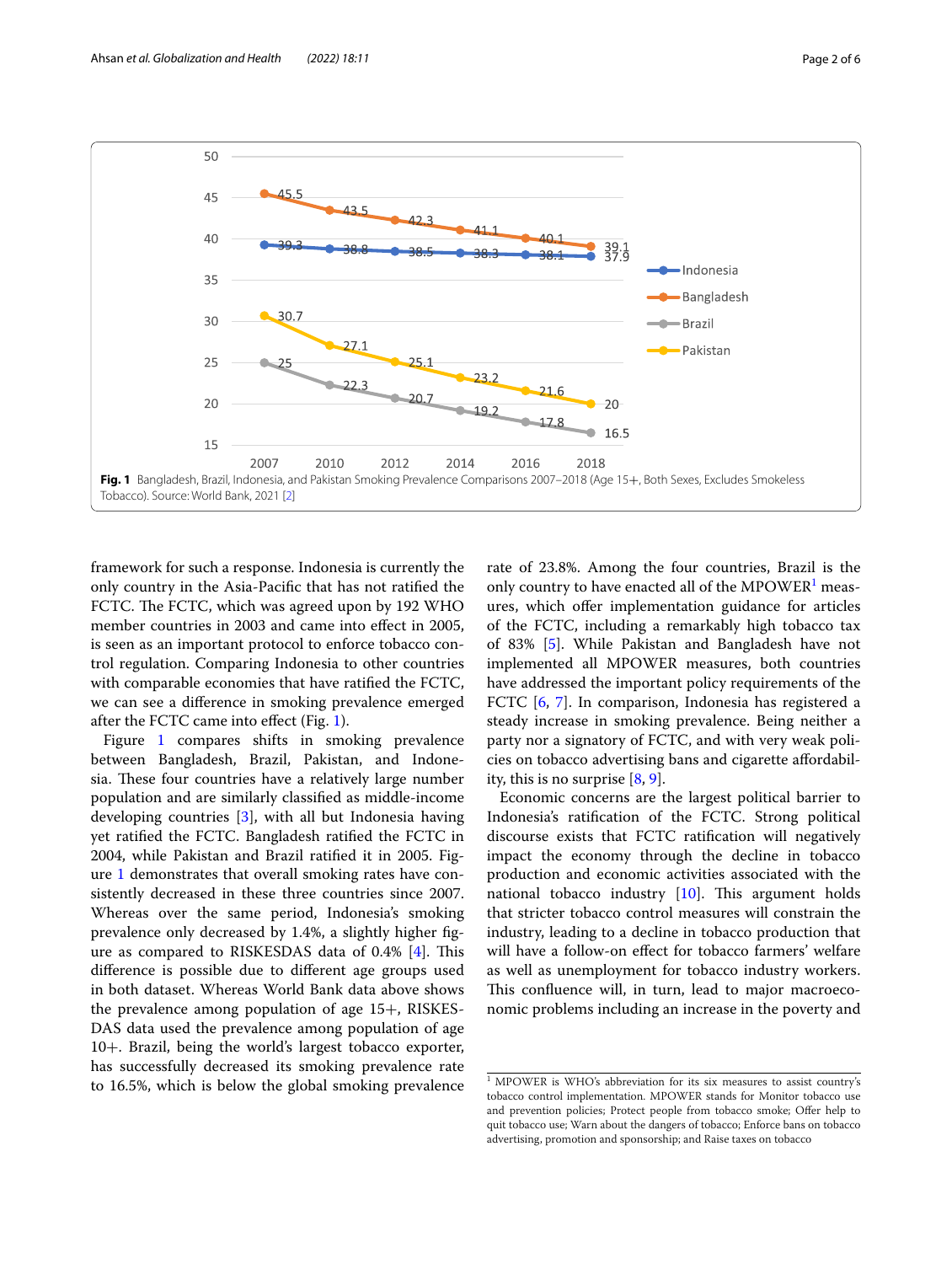Fig. 1 Bangladesh, Brazil, Indonesia, and Pakistan Smoking Prevalence Comparisons 2007–2018 (Age 15+, Both Sexes, Excludes Smokeless Tobacco). Source: World Bank, 2021 [2]

framework for such a response. Indonesia is currently the only country in the Asia-Pacific that has not ratified the FCTC. The FCTC, which was agreed upon by 192 WHO member countries in 2003 and came into effect in 2005, is seen as an important protocol to enforce tobacco control regulation. Comparing Indonesia to other countries with comparable economies that have ratified the FCTC, we can see a difference in smoking prevalence emerged after the FCTC came into effect (Fig. 1).

Figure 1 compares shifts in smoking prevalence between Bangladesh, Brazil, Pakistan, and Indonesia. These four countries have a relatively large number population and are similarly classified as middle-income developing countries [3], with all but Indonesia having yet ratified the FCTC. Bangladesh ratified the FCTC in 2004, while Pakistan and Brazil ratified it in 2005. Figure 1 demonstrates that overall smoking rates have consistently decreased in these three countries since 2007. Whereas over the same period, Indonesia's smoking prevalence only decreased by 1.4%, a slightly higher figure as compared to RISKESDAS data of 0.4% [4]. This difference is possible due to different age groups used in both dataset. Whereas World Bank data above shows the prevalence among population of age 15+, RISKESDAS data used the prevalence among population of age 10+. Brazil, being the world's largest tobacco exporter, has successfully decreased its smoking prevalence rate to 16.5%, which is below the global smoking prevalence rate of 23.8%. Among the four countries, Brazil is the only country to have enacted all of the MPOWER[1] measures, which offer implementation guidance for articles of the FCTC, including a remarkably high tobacco tax of 83% [5]. While Pakistan and Bangladesh have not implemented all MPOWER measures, both countries have addressed the important policy requirements of the FCTC [6, 7]. In comparison, Indonesia has registered a steady increase in smoking prevalence. Being neither a party nor a signatory of FCTC, and with very weak policies on tobacco advertising bans and cigarette affordability, this is no surprise [8, 9].

Economic concerns are the largest political barrier to Indonesia's ratification of the FCTC. Strong political discourse exists that FCTC ratification will negatively impact the economy through the decline in tobacco production and economic activities associated with the national tobacco industry [10]. This argument holds that stricter tobacco control measures will constrain the industry, leading to a decline in tobacco production that will have a follow-on effect for tobacco farmers' welfare as well as unemployment for tobacco industry workers. This confluence will, in turn, lead to major macroeconomic problems including an increase in the poverty and

[1] MPOWER is WHO's abbreviation for its six measures to assist country's tobacco control implementation. MPOWER stands for Monitor tobacco use and prevention policies; Protect people from tobacco smoke; Offer help to quit tobacco use; Warn about the dangers of tobacco; Enforce bans on tobacco advertising, promotion and sponsorship; and Raise taxes on tobacco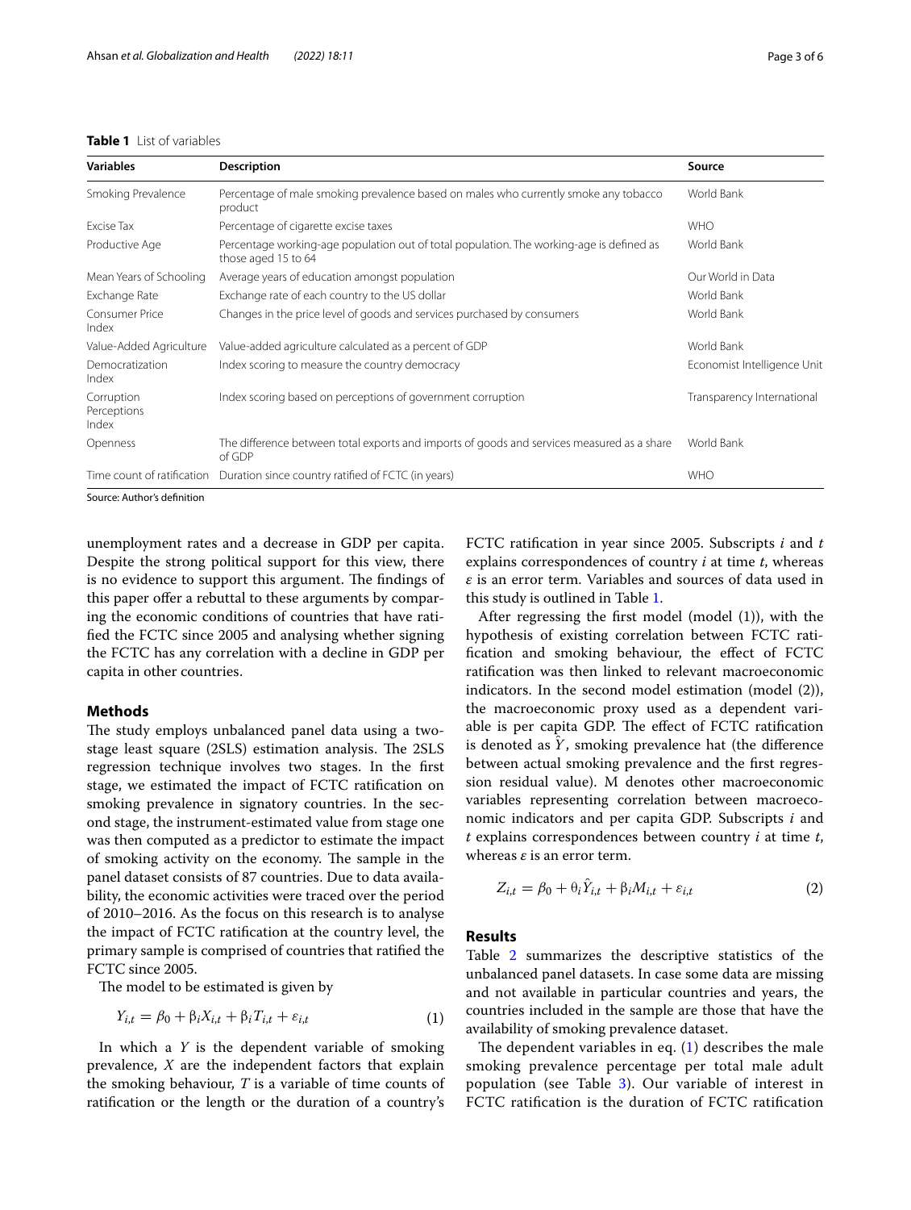**Table 1** List of variables

| Variables | Description | Source |
|---|---|---|
| Smoking Prevalence | Percentage of male smoking prevalence based on males who currently smoke any tobacco product | World Bank |
| Excise Tax | Percentage of cigarette excise taxes | WHO |
| Productive Age | Percentage working-age population out of total population. The working-age is defined as those aged 15 to 64 | World Bank |
| Mean Years of Schooling | Average years of education amongst population | Our World in Data |
| Exchange Rate | Exchange rate of each country to the US dollar | World Bank |
| Consumer Price Index | Changes in the price level of goods and services purchased by consumers | World Bank |
| Value-Added Agriculture | Value-added agriculture calculated as a percent of GDP | World Bank |
| Democratization Index | Index scoring to measure the country democracy | Economist Intelligence Unit |
| Corruption Perceptions Index | Index scoring based on perceptions of government corruption | Transparency International |
| Openness | The difference between total exports and imports of goods and services measured as a share of GDP | World Bank |
| Time count of ratification | Duration since country ratified of FCTC (in years) | WHO |

Source: Author's definition

unemployment rates and a decrease in GDP per capita. Despite the strong political support for this view, there is no evidence to support this argument. The findings of this paper offer a rebuttal to these arguments by comparing the economic conditions of countries that have ratified the FCTC since 2005 and analysing whether signing the FCTC has any correlation with a decline in GDP per capita in other countries.

## Methods

The study employs unbalanced panel data using a two-stage least square (2SLS) estimation analysis. The 2SLS regression technique involves two stages. In the first stage, we estimated the impact of FCTC ratification on smoking prevalence in signatory countries. In the second stage, the instrument-estimated value from stage one was then computed as a predictor to estimate the impact of smoking activity on the economy. The sample in the panel dataset consists of 87 countries. Due to data availability, the economic activities were traced over the period of 2010–2016. As the focus on this research is to analyse the impact of FCTC ratification at the country level, the primary sample is comprised of countries that ratified the FCTC since 2005.

The model to be estimated is given by

$$Y_{i,t} = \beta_0 + \beta_i X_{i,t} + \beta_i T_{i,t} + \varepsilon_{i,t} \tag{1}$$

In which a $Y$ is the dependent variable of smoking prevalence, $X$ are the independent factors that explain the smoking behaviour, $T$ is a variable of time counts of ratification or the length or the duration of a country's FCTC ratification in year since 2005. Subscripts $i$ and $t$ explains correspondences of country $i$ at time $t$, whereas $\varepsilon$ is an error term. Variables and sources of data used in this study is outlined in Table 1.

After regressing the first model (model (1)), with the hypothesis of existing correlation between FCTC ratification and smoking behaviour, the effect of FCTC ratification was then linked to relevant macroeconomic indicators. In the second model estimation (model (2)), the macroeconomic proxy used as a dependent variable is per capita GDP. The effect of FCTC ratification is denoted as $\hat{Y}$, smoking prevalence hat (the difference between actual smoking prevalence and the first regression residual value). M denotes other macroeconomic variables representing correlation between macroeconomic indicators and per capita GDP. Subscripts $i$ and $t$ explains correspondences between country $i$ at time $t$, whereas $\varepsilon$ is an error term.

$$Z_{i,t} = \beta_0 + \theta_i \hat{Y}_{i,t} + \beta_i M_{i,t} + \varepsilon_{i,t} \tag{2}$$

## Results

Table 2 summarizes the descriptive statistics of the unbalanced panel datasets. In case some data are missing and not available in particular countries and years, the countries included in the sample are those that have the availability of smoking prevalence dataset.

The dependent variables in eq. (1) describes the male smoking prevalence percentage per total male adult population (see Table 3). Our variable of interest in FCTC ratification is the duration of FCTC ratification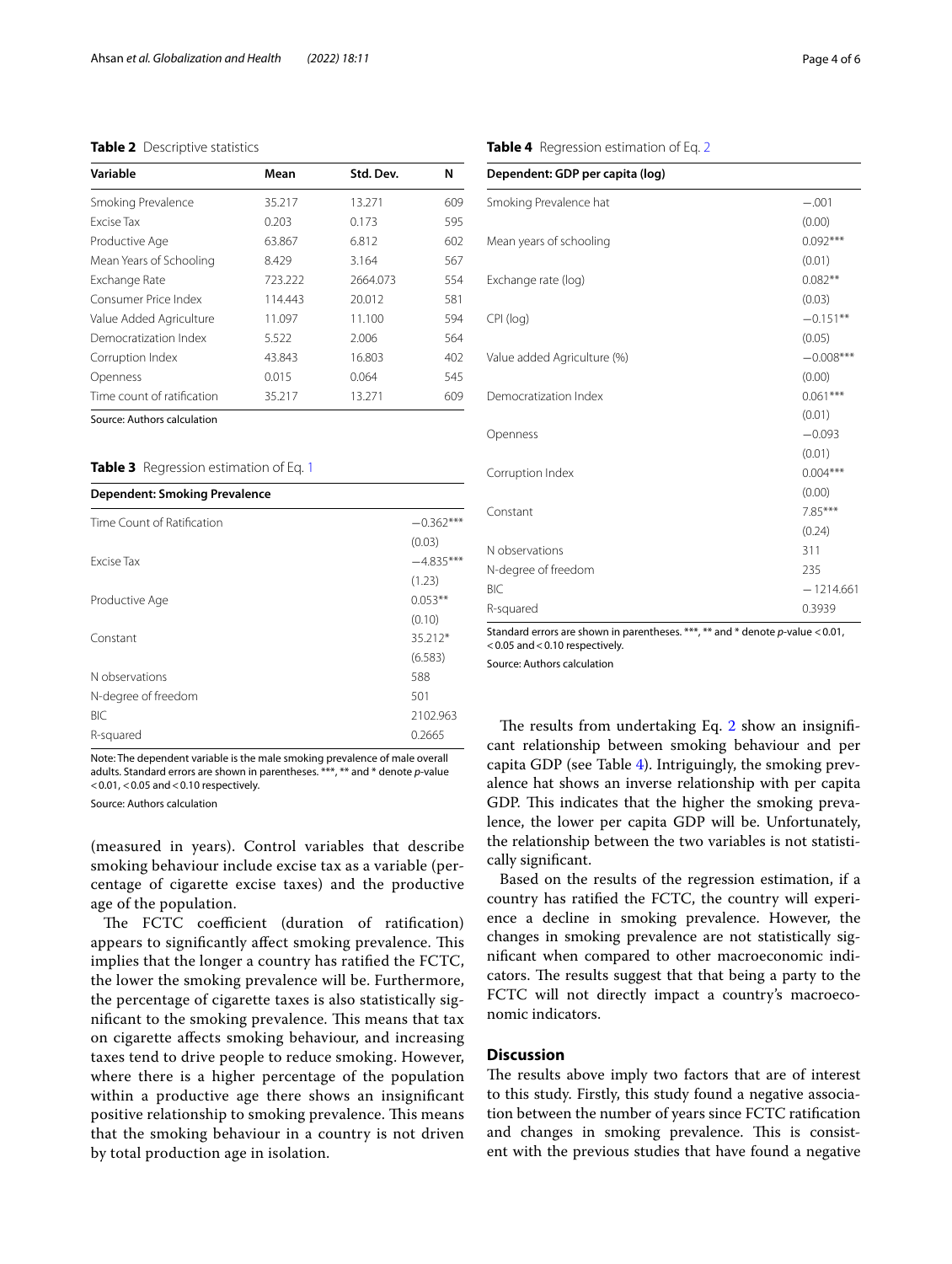**Table 2** Descriptive statistics

| Variable | Mean | Std. Dev. | N |
|---|---|---|---|
| Smoking Prevalence | 35.217 | 13.271 | 609 |
| Excise Tax | 0.203 | 0.173 | 595 |
| Productive Age | 63.867 | 6.812 | 602 |
| Mean Years of Schooling | 8.429 | 3.164 | 567 |
| Exchange Rate | 723.222 | 2664.073 | 554 |
| Consumer Price Index | 114.443 | 20.012 | 581 |
| Value Added Agriculture | 11.097 | 11.100 | 594 |
| Democratization Index | 5.522 | 2.006 | 564 |
| Corruption Index | 43.843 | 16.803 | 402 |
| Openness | 0.015 | 0.064 | 545 |
| Time count of ratification | 35.217 | 13.271 | 609 |

Source: Authors calculation

**Table 3** Regression estimation of Eq. 1

| Dependent: Smoking Prevalence | |
|---|---|
| Time Count of Ratification | −0.362*** |
| | (0.03) |
| Excise Tax | −4.835*** |
| | (1.23) |
| Productive Age | 0.053** |
| | (0.10) |
| Constant | 35.212* |
| | (6.583) |
| N observations | 588 |
| N-degree of freedom | 501 |
| BIC | 2102.963 |
| R-squared | 0.2665 |

Note: The dependent variable is the male smoking prevalence of male overall adults. Standard errors are shown in parentheses. ***, ** and * denote *p*-value < 0.01, < 0.05 and < 0.10 respectively.

Source: Authors calculation

(measured in years). Control variables that describe smoking behaviour include excise tax as a variable (percentage of cigarette excise taxes) and the productive age of the population.

The FCTC coefficient (duration of ratification) appears to significantly affect smoking prevalence. This implies that the longer a country has ratified the FCTC, the lower the smoking prevalence will be. Furthermore, the percentage of cigarette taxes is also statistically significant to the smoking prevalence. This means that tax on cigarette affects smoking behaviour, and increasing taxes tend to drive people to reduce smoking. However, where there is a higher percentage of the population within a productive age there shows an insignificant positive relationship to smoking prevalence. This means that the smoking behaviour in a country is not driven by total production age in isolation.

**Table 4** Regression estimation of Eq. 2

| Dependent: GDP per capita (log) | |
|---|---|
| Smoking Prevalence hat | −.001 |
| | (0.00) |
| Mean years of schooling | 0.092*** |
| | (0.01) |
| Exchange rate (log) | 0.082** |
| | (0.03) |
| CPI (log) | −0.151** |
| | (0.05) |
| Value added Agriculture (%) | −0.008*** |
| | (0.00) |
| Democratization Index | 0.061*** |
| | (0.01) |
| Openness | −0.093 |
| | (0.01) |
| Corruption Index | 0.004*** |
| | (0.00) |
| Constant | 7.85*** |
| | (0.24) |
| N observations | 311 |
| N-degree of freedom | 235 |
| BIC | −1214.661 |
| R-squared | 0.3939 |

Standard errors are shown in parentheses. ***, ** and * denote *p*-value < 0.01, < 0.05 and < 0.10 respectively.

Source: Authors calculation

The results from undertaking Eq. 2 show an insignificant relationship between smoking behaviour and per capita GDP (see Table 4). Intriguingly, the smoking prevalence hat shows an inverse relationship with per capita GDP. This indicates that the higher the smoking prevalence, the lower per capita GDP will be. Unfortunately, the relationship between the two variables is not statistically significant.

Based on the results of the regression estimation, if a country has ratified the FCTC, the country will experience a decline in smoking prevalence. However, the changes in smoking prevalence are not statistically significant when compared to other macroeconomic indicators. The results suggest that that being a party to the FCTC will not directly impact a country's macroeconomic indicators.

## Discussion

The results above imply two factors that are of interest to this study. Firstly, this study found a negative association between the number of years since FCTC ratification and changes in smoking prevalence. This is consistent with the previous studies that have found a negative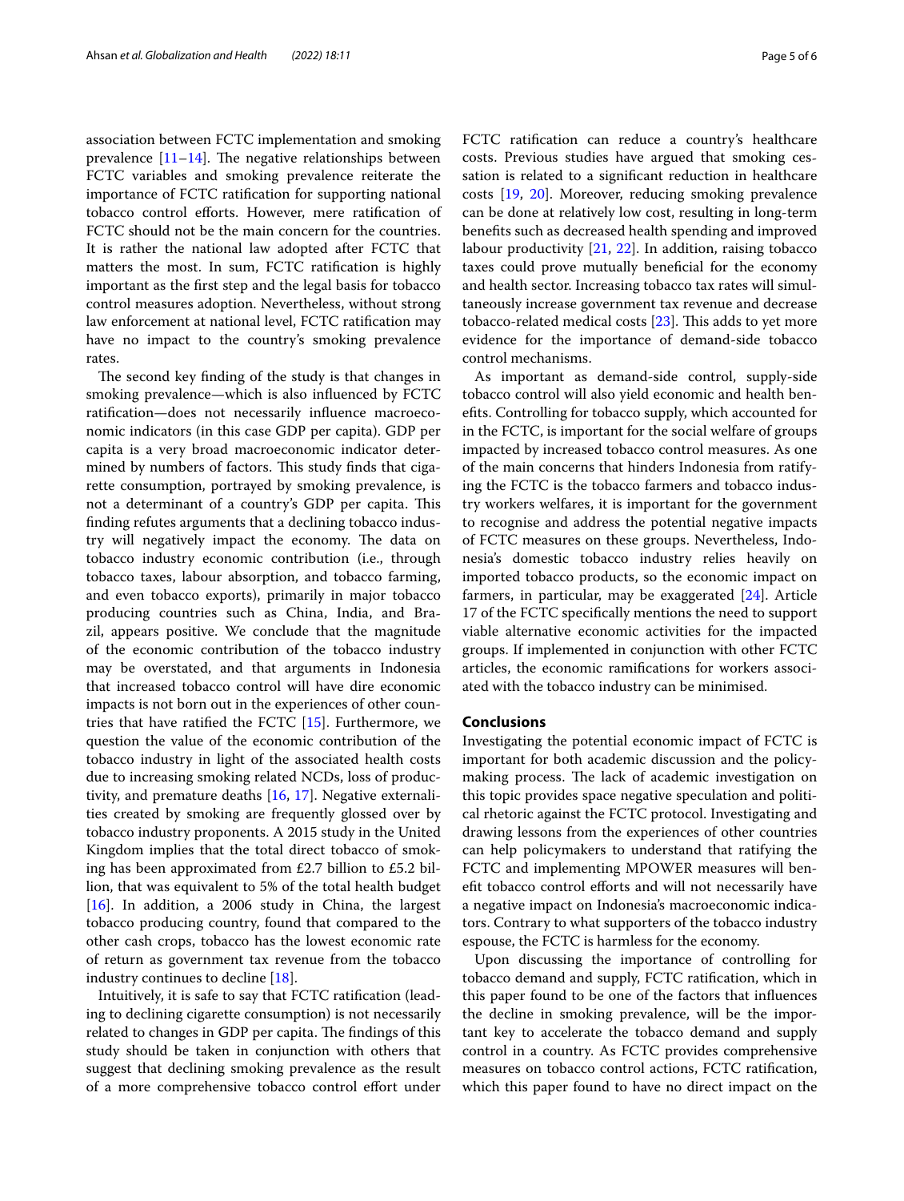association between FCTC implementation and smoking prevalence [11–14]. The negative relationships between FCTC variables and smoking prevalence reiterate the importance of FCTC ratification for supporting national tobacco control efforts. However, mere ratification of FCTC should not be the main concern for the countries. It is rather the national law adopted after FCTC that matters the most. In sum, FCTC ratification is highly important as the first step and the legal basis for tobacco control measures adoption. Nevertheless, without strong law enforcement at national level, FCTC ratification may have no impact to the country's smoking prevalence rates.

The second key finding of the study is that changes in smoking prevalence—which is also influenced by FCTC ratification—does not necessarily influence macroeconomic indicators (in this case GDP per capita). GDP per capita is a very broad macroeconomic indicator determined by numbers of factors. This study finds that cigarette consumption, portrayed by smoking prevalence, is not a determinant of a country's GDP per capita. This finding refutes arguments that a declining tobacco industry will negatively impact the economy. The data on tobacco industry economic contribution (i.e., through tobacco taxes, labour absorption, and tobacco farming, and even tobacco exports), primarily in major tobacco producing countries such as China, India, and Brazil, appears positive. We conclude that the magnitude of the economic contribution of the tobacco industry may be overstated, and that arguments in Indonesia that increased tobacco control will have dire economic impacts is not born out in the experiences of other countries that have ratified the FCTC [15]. Furthermore, we question the value of the economic contribution of the tobacco industry in light of the associated health costs due to increasing smoking related NCDs, loss of productivity, and premature deaths [16, 17]. Negative externalities created by smoking are frequently glossed over by tobacco industry proponents. A 2015 study in the United Kingdom implies that the total direct tobacco of smoking has been approximated from £2.7 billion to £5.2 billion, that was equivalent to 5% of the total health budget [16]. In addition, a 2006 study in China, the largest tobacco producing country, found that compared to the other cash crops, tobacco has the lowest economic rate of return as government tax revenue from the tobacco industry continues to decline [18].

Intuitively, it is safe to say that FCTC ratification (leading to declining cigarette consumption) is not necessarily related to changes in GDP per capita. The findings of this study should be taken in conjunction with others that suggest that declining smoking prevalence as the result of a more comprehensive tobacco control effort under FCTC ratification can reduce a country's healthcare costs. Previous studies have argued that smoking cessation is related to a significant reduction in healthcare costs [19, 20]. Moreover, reducing smoking prevalence can be done at relatively low cost, resulting in long-term benefits such as decreased health spending and improved labour productivity [21, 22]. In addition, raising tobacco taxes could prove mutually beneficial for the economy and health sector. Increasing tobacco tax rates will simultaneously increase government tax revenue and decrease tobacco-related medical costs [23]. This adds to yet more evidence for the importance of demand-side tobacco control mechanisms.

As important as demand-side control, supply-side tobacco control will also yield economic and health benefits. Controlling for tobacco supply, which accounted for in the FCTC, is important for the social welfare of groups impacted by increased tobacco control measures. As one of the main concerns that hinders Indonesia from ratifying the FCTC is the tobacco farmers and tobacco industry workers welfares, it is important for the government to recognise and address the potential negative impacts of FCTC measures on these groups. Nevertheless, Indonesia's domestic tobacco industry relies heavily on imported tobacco products, so the economic impact on farmers, in particular, may be exaggerated [24]. Article 17 of the FCTC specifically mentions the need to support viable alternative economic activities for the impacted groups. If implemented in conjunction with other FCTC articles, the economic ramifications for workers associated with the tobacco industry can be minimised.

## Conclusions

Investigating the potential economic impact of FCTC is important for both academic discussion and the policymaking process. The lack of academic investigation on this topic provides space negative speculation and political rhetoric against the FCTC protocol. Investigating and drawing lessons from the experiences of other countries can help policymakers to understand that ratifying the FCTC and implementing MPOWER measures will benefit tobacco control efforts and will not necessarily have a negative impact on Indonesia's macroeconomic indicators. Contrary to what supporters of the tobacco industry espouse, the FCTC is harmless for the economy.

Upon discussing the importance of controlling for tobacco demand and supply, FCTC ratification, which in this paper found to be one of the factors that influences the decline in smoking prevalence, will be the important key to accelerate the tobacco demand and supply control in a country. As FCTC provides comprehensive measures on tobacco control actions, FCTC ratification, which this paper found to have no direct impact on the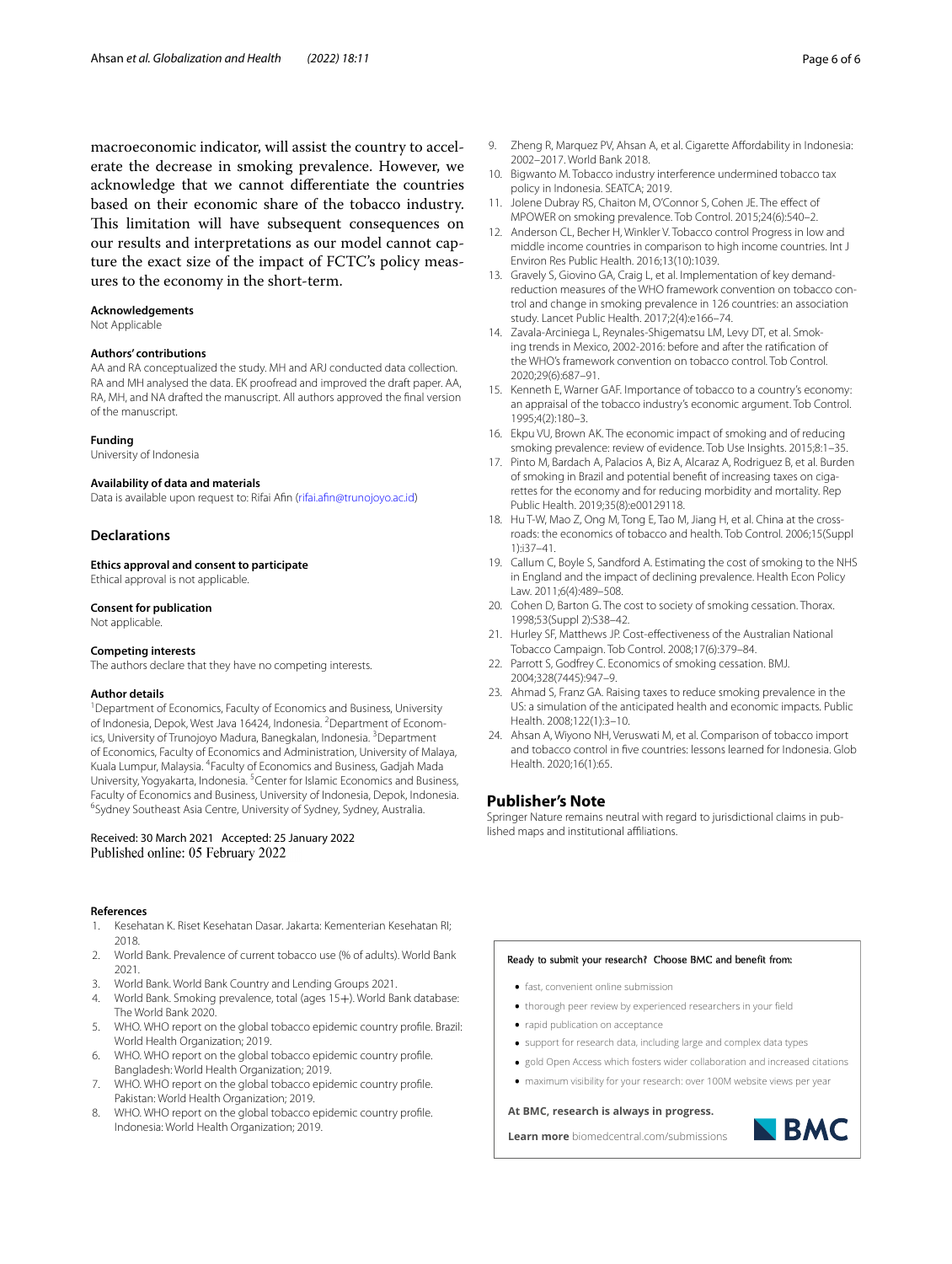macroeconomic indicator, will assist the country to accelerate the decrease in smoking prevalence. However, we acknowledge that we cannot differentiate the countries based on their economic share of the tobacco industry. This limitation will have subsequent consequences on our results and interpretations as our model cannot capture the exact size of the impact of FCTC's policy measures to the economy in the short-term.

**Acknowledgements**
Not Applicable

**Authors' contributions**
AA and RA conceptualized the study. MH and ARJ conducted data collection. RA and MH analysed the data. EK proofread and improved the draft paper. AA, RA, MH, and NA drafted the manuscript. All authors approved the final version of the manuscript.

**Funding**
University of Indonesia

**Availability of data and materials**
Data is available upon request to: Rifai Afin (rifai.afin@trunojoyo.ac.id)

## Declarations

**Ethics approval and consent to participate**
Ethical approval is not applicable.

**Consent for publication**
Not applicable.

**Competing interests**
The authors declare that they have no competing interests.

**Author details**
[1]Department of Economics, Faculty of Economics and Business, University of Indonesia, Depok, West Java 16424, Indonesia. [2]Department of Economics, University of Trunojoyo Madura, Banegkalan, Indonesia. [3]Department of Economics, Faculty of Economics and Administration, University of Malaya, Kuala Lumpur, Malaysia. [4]Faculty of Economics and Business, Gadjah Mada University, Yogyakarta, Indonesia. [5]Center for Islamic Economics and Business, Faculty of Economics and Business, University of Indonesia, Depok, Indonesia. [6]Sydney Southeast Asia Centre, University of Sydney, Sydney, Australia.

Received: 30 March 2021 Accepted: 25 January 2022
Published online: 05 February 2022

**References**

1. Kesehatan K. Riset Kesehatan Dasar. Jakarta: Kementerian Kesehatan RI; 2018.
2. World Bank. Prevalence of current tobacco use (% of adults). World Bank 2021.
3. World Bank. World Bank Country and Lending Groups 2021.
4. World Bank. Smoking prevalence, total (ages 15+). World Bank database: The World Bank 2020.
5. WHO. WHO report on the global tobacco epidemic country profile. Brazil: World Health Organization; 2019.
6. WHO. WHO report on the global tobacco epidemic country profile. Bangladesh: World Health Organization; 2019.
7. WHO. WHO report on the global tobacco epidemic country profile. Pakistan: World Health Organization; 2019.
8. WHO. WHO report on the global tobacco epidemic country profile. Indonesia: World Health Organization; 2019.
9. Zheng R, Marquez PV, Ahsan A, et al. Cigarette Affordability in Indonesia: 2002–2017. World Bank 2018.
10. Bigwanto M. Tobacco industry interference undermined tobacco tax policy in Indonesia. SEATCA; 2019.
11. Jolene Dubray RS, Chaiton M, O'Connor S, Cohen JE. The effect of MPOWER on smoking prevalence. Tob Control. 2015;24(6):540–2.
12. Anderson CL, Becher H, Winkler V. Tobacco control Progress in low and middle income countries in comparison to high income countries. Int J Environ Res Public Health. 2016;13(10):1039.
13. Gravely S, Giovino GA, Craig L, et al. Implementation of key demand-reduction measures of the WHO framework convention on tobacco control and change in smoking prevalence in 126 countries: an association study. Lancet Public Health. 2017;2(4):e166–74.
14. Zavala-Arciniega L, Reynales-Shigematsu LM, Levy DT, et al. Smoking trends in Mexico, 2002-2016: before and after the ratification of the WHO's framework convention on tobacco control. Tob Control. 2020;29(6):687–91.
15. Kenneth E, Warner GAF. Importance of tobacco to a country's economy: an appraisal of the tobacco industry's economic argument. Tob Control. 1995;4(2):180–3.
16. Ekpu VU, Brown AK. The economic impact of smoking and of reducing smoking prevalence: review of evidence. Tob Use Insights. 2015;8:1–35.
17. Pinto M, Bardach A, Palacios A, Biz A, Alcaraz A, Rodriguez B, et al. Burden of smoking in Brazil and potential benefit of increasing taxes on cigarettes for the economy and for reducing morbidity and mortality. Rep Public Health. 2019;35(8):e00129118.
18. Hu T-W, Mao Z, Ong M, Tong E, Tao M, Jiang H, et al. China at the crossroads: the economics of tobacco and health. Tob Control. 2006;15(Suppl 1):i37–41.
19. Callum C, Boyle S, Sandford A. Estimating the cost of smoking to the NHS in England and the impact of declining prevalence. Health Econ Policy Law. 2011;6(4):489–508.
20. Cohen D, Barton G. The cost to society of smoking cessation. Thorax. 1998;53(Suppl 2):S38–42.
21. Hurley SF, Matthews JP. Cost-effectiveness of the Australian National Tobacco Campaign. Tob Control. 2008;17(6):379–84.
22. Parrott S, Godfrey C. Economics of smoking cessation. BMJ. 2004;328(7445):947–9.
23. Ahmad S, Franz GA. Raising taxes to reduce smoking prevalence in the US: a simulation of the anticipated health and economic impacts. Public Health. 2008;122(1):3–10.
24. Ahsan A, Wiyono NH, Veruswati M, et al. Comparison of tobacco import and tobacco control in five countries: lessons learned for Indonesia. Glob Health. 2020;16(1):65.

## Publisher's Note

Springer Nature remains neutral with regard to jurisdictional claims in published maps and institutional affiliations.

Ready to submit your research? Choose BMC and benefit from:

- fast, convenient online submission
- thorough peer review by experienced researchers in your field
- rapid publication on acceptance
- support for research data, including large and complex data types
- gold Open Access which fosters wider collaboration and increased citations
- maximum visibility for your research: over 100M website views per year

**At BMC, research is always in progress.**

**Learn more** biomedcentral.com/submissions

BMC